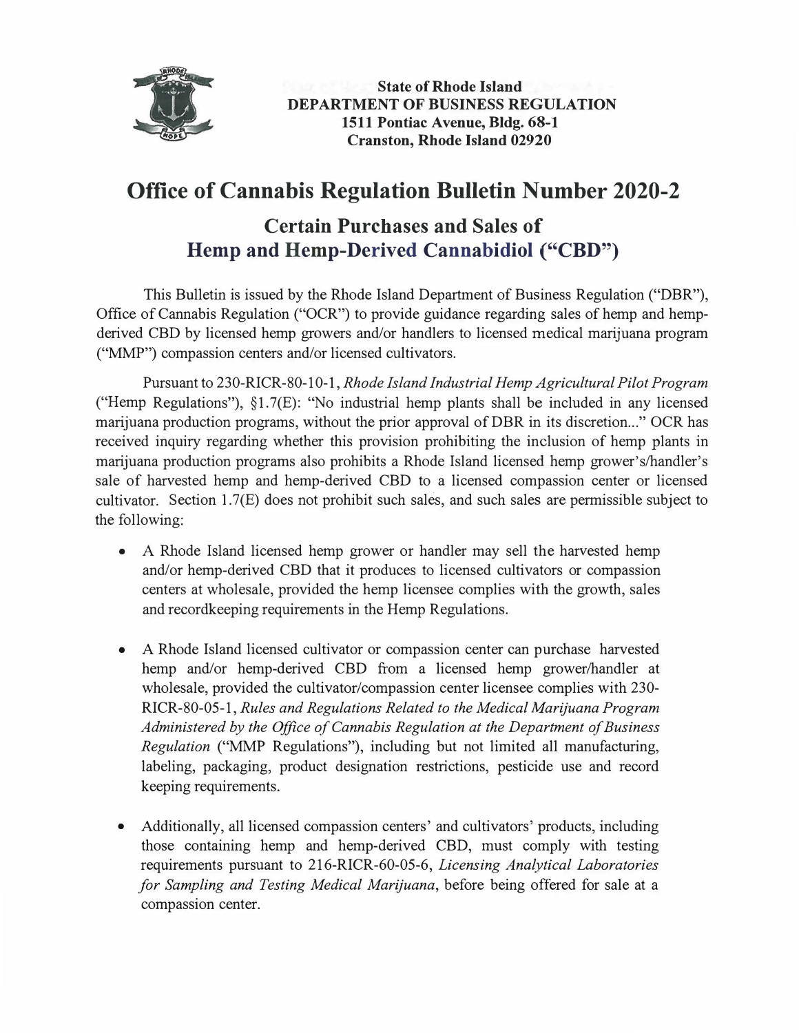**State of Rhode Island**
**DEPARTMENT OF BUSINESS REGULATION**
**1511 Pontiac Avenue, Bldg. 68-1**
**Cranston, Rhode Island 02920**

# Office of Cannabis Regulation Bulletin Number 2020-2

## Certain Purchases and Sales of Hemp and Hemp-Derived Cannabidiol ("CBD")

This Bulletin is issued by the Rhode Island Department of Business Regulation ("DBR"), Office of Cannabis Regulation ("OCR") to provide guidance regarding sales of hemp and hemp-derived CBD by licensed hemp growers and/or handlers to licensed medical marijuana program ("MMP") compassion centers and/or licensed cultivators.

Pursuant to 230-RICR-80-10-1, *Rhode Island Industrial Hemp Agricultural Pilot Program* ("Hemp Regulations"), §1.7(E): "No industrial hemp plants shall be included in any licensed marijuana production programs, without the prior approval of DBR in its discretion..." OCR has received inquiry regarding whether this provision prohibiting the inclusion of hemp plants in marijuana production programs also prohibits a Rhode Island licensed hemp grower's/handler's sale of harvested hemp and hemp-derived CBD to a licensed compassion center or licensed cultivator. Section 1.7(E) does not prohibit such sales, and such sales are permissible subject to the following:

- A Rhode Island licensed hemp grower or handler may sell the harvested hemp and/or hemp-derived CBD that it produces to licensed cultivators or compassion centers at wholesale, provided the hemp licensee complies with the growth, sales and recordkeeping requirements in the Hemp Regulations.

- A Rhode Island licensed cultivator or compassion center can purchase harvested hemp and/or hemp-derived CBD from a licensed hemp grower/handler at wholesale, provided the cultivator/compassion center licensee complies with 230-RICR-80-05-1, *Rules and Regulations Related to the Medical Marijuana Program Administered by the Office of Cannabis Regulation at the Department of Business Regulation* ("MMP Regulations"), including but not limited all manufacturing, labeling, packaging, product designation restrictions, pesticide use and record keeping requirements.

- Additionally, all licensed compassion centers' and cultivators' products, including those containing hemp and hemp-derived CBD, must comply with testing requirements pursuant to 216-RICR-60-05-6, *Licensing Analytical Laboratories for Sampling and Testing Medical Marijuana*, before being offered for sale at a compassion center.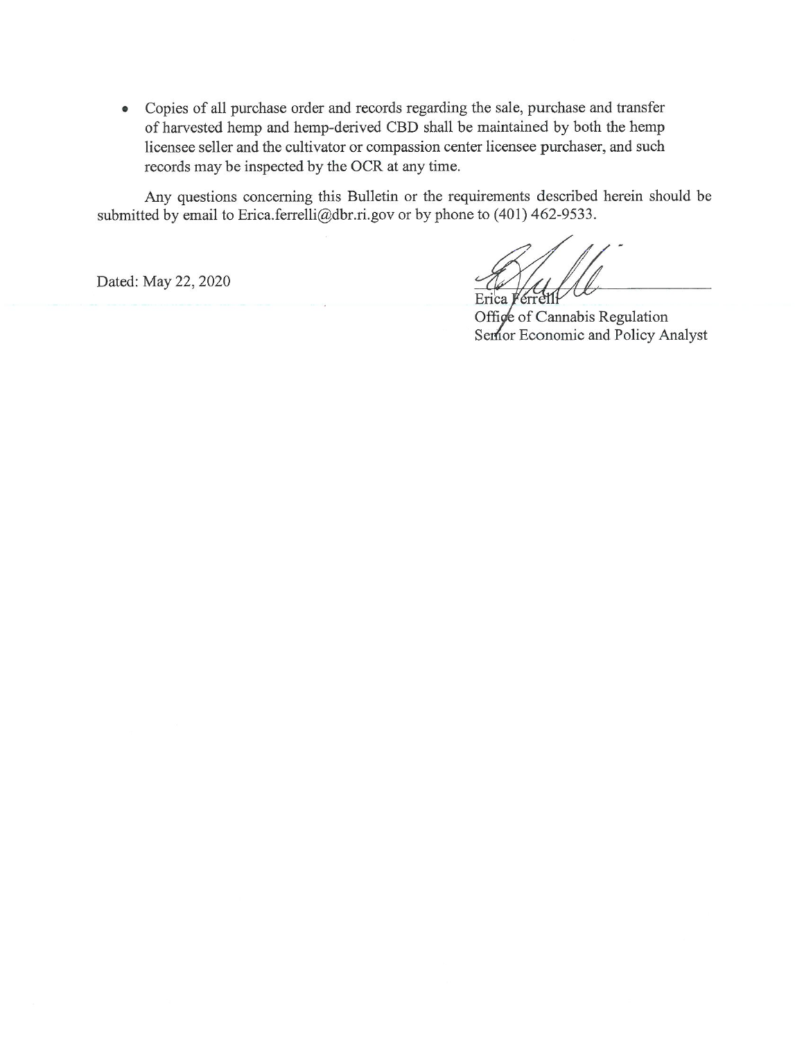- Copies of all purchase order and records regarding the sale, purchase and transfer of harvested hemp and hemp-derived CBD shall be maintained by both the hemp licensee seller and the cultivator or compassion center licensee purchaser, and such records may be inspected by the OCR at any time.

Any questions concerning this Bulletin or the requirements described herein should be submitted by email to Erica.ferrelli@dbr.ri.gov or by phone to (401) 462-9533.

Dated: May 22, 2020

Erica Ferrelli
Office of Cannabis Regulation
Senior Economic and Policy Analyst